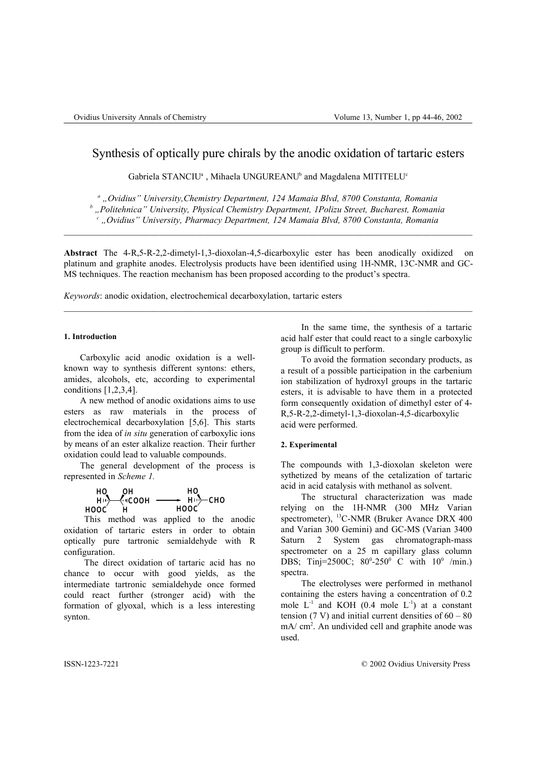# Synthesis of optically pure chirals by the anodic oxidation of tartaric esters

Gabriela STANCIU[a], Mihaela UNGUREANU[b] and Magdalena MITITELU[c]

[a] „Ovidius" University,Chemistry Department, 124 Mamaia Blvd, 8700 Constanta, Romania
[b] „Politehnica" University, Physical Chemistry Department, 1Polizu Street, Bucharest, Romania
[c] „Ovidius" University, Pharmacy Department, 124 Mamaia Blvd, 8700 Constanta, Romania

---

**Abstract** The 4-R,5-R-2,2-dimetyl-1,3-dioxolan-4,5-dicarboxylic ester has been anodically oxidized on platinum and graphite anodes. Electrolysis products have been identified using 1H-NMR, 13C-NMR and GC-MS techniques. The reaction mechanism has been proposed according to the product's spectra.

*Keywords*: anodic oxidation, electrochemical decarboxylation, tartaric esters

---

#### 1. Introduction

Carboxylic acid anodic oxidation is a well-known way to synthesis different syntons: ethers, amides, alcohols, etc, according to experimental conditions [1,2,3,4].

A new method of anodic oxidations aims to use esters as raw materials in the process of electrochemical decarboxylation [5,6]. This starts from the idea of *in situ* generation of carboxylic ions by means of an ester alkalize reaction. Their further oxidation could lead to valuable compounds.

The general development of the process is represented in *Scheme 1.*

HO OH / H···C–C···COOH / HOOC H ⟶ HO / H···C–CHO / HOOC

This method was applied to the anodic oxidation of tartaric esters in order to obtain optically pure tartronic semialdehyde with R configuration.

The direct oxidation of tartaric acid has no chance to occur with good yields, as the intermediate tartronic semialdehyde once formed could react further (stronger acid) with the formation of glyoxal, which is a less interesting synton.

In the same time, the synthesis of a tartaric acid half ester that could react to a single carboxylic group is difficult to perform.

To avoid the formation secondary products, as a result of a possible participation in the carbenium ion stabilization of hydroxyl groups in the tartaric esters, it is advisable to have them in a protected form consequently oxidation of dimethyl ester of 4-R,5-R-2,2-dimetyl-1,3-dioxolan-4,5-dicarboxylic acid were performed.

#### 2. Experimental

The compounds with 1,3-dioxolan skeleton were sythetized by means of the cetalization of tartaric acid in acid catalysis with methanol as solvent.

The structural characterization was made relying on the 1H-NMR (300 MHz Varian spectrometer), $^{13}$C-NMR (Bruker Avance DRX 400 and Varian 300 Gemini) and GC-MS (Varian 3400 Saturn 2 System gas chromatograph-mass spectrometer on a 25 m capillary glass column DBS; Tinj=2500C; $80^0$-$250^0$ C with $10^0$ /min.) spectra.

The electrolyses were performed in methanol containing the esters having a concentration of 0.2 mole $L^{-1}$ and KOH (0.4 mole $L^{-1}$) at a constant tension (7 V) and initial current densities of 60 – 80 mA/ $cm^2$. An undivided cell and graphite anode was used.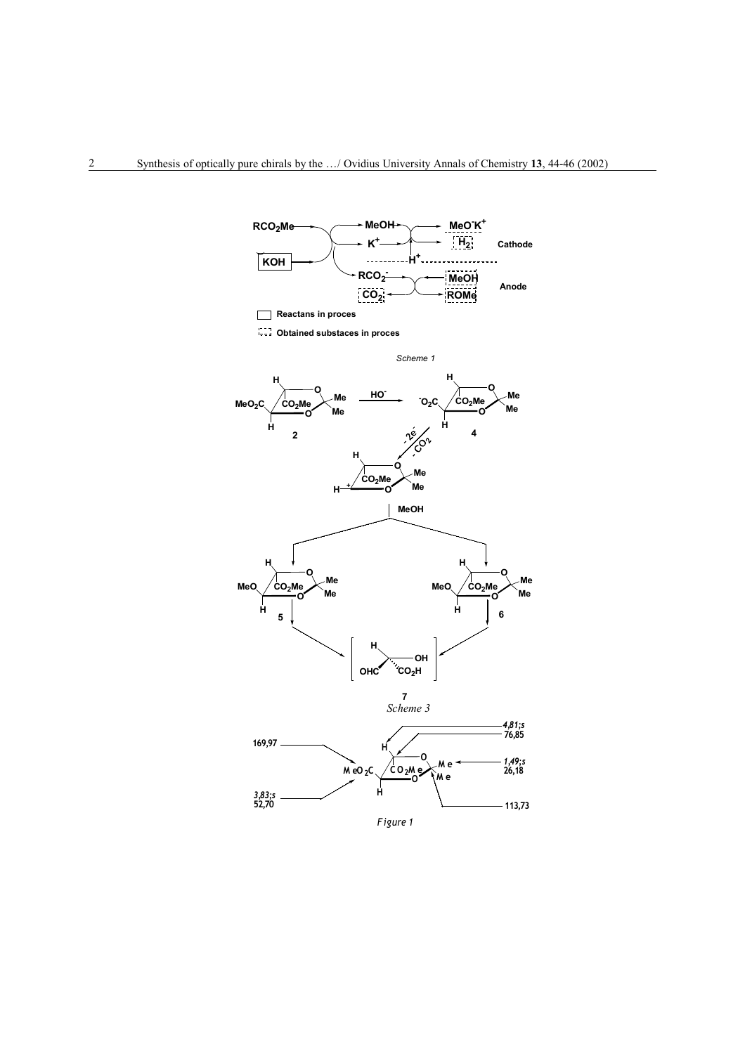Scheme 1

Scheme 3

Figure 1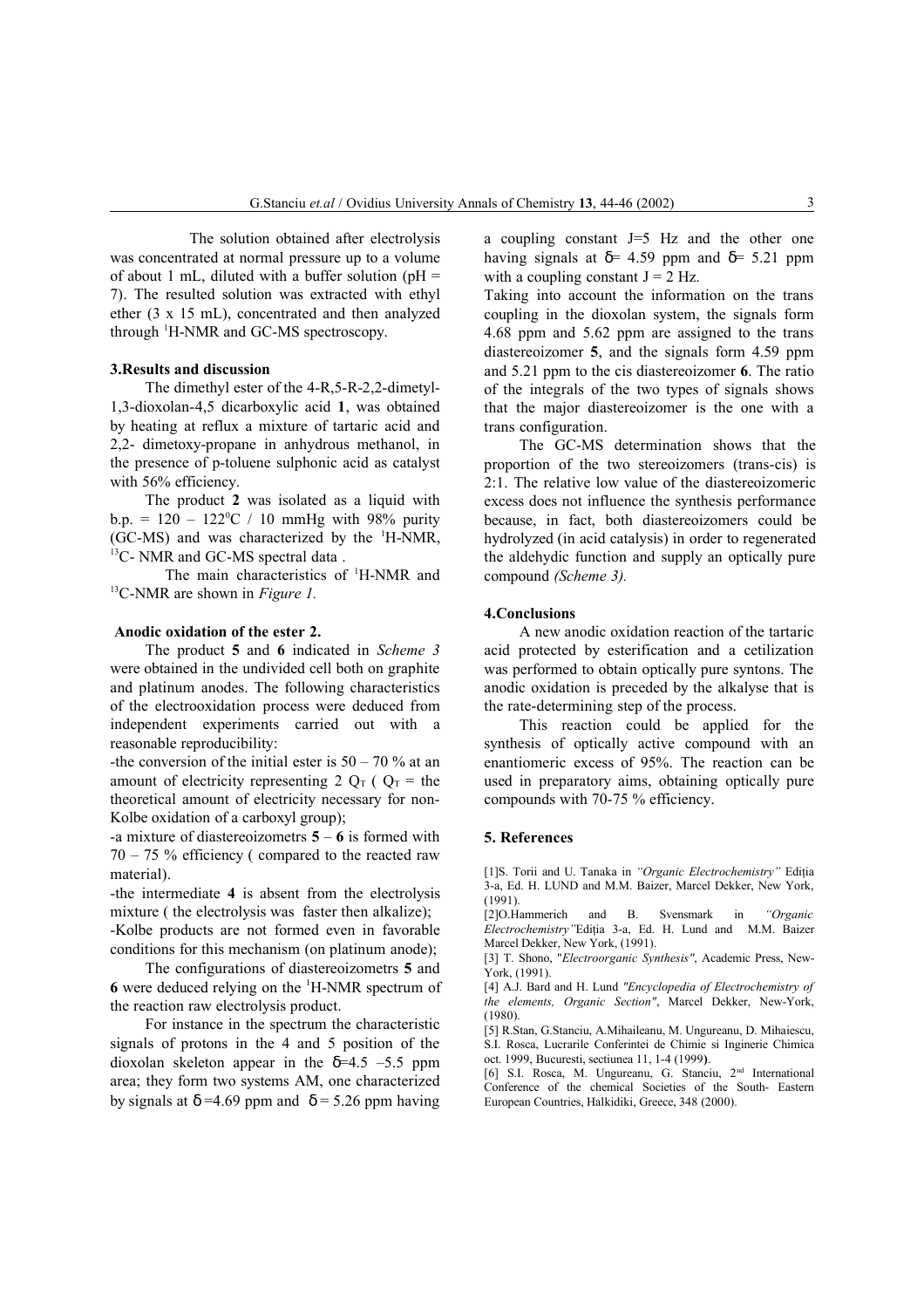The solution obtained after electrolysis was concentrated at normal pressure up to a volume of about 1 mL, diluted with a buffer solution (pH = 7). The resulted solution was extracted with ethyl ether (3 x 15 mL), concentrated and then analyzed through $^{1}$H-NMR and GC-MS spectroscopy.

## 3.Results and discussion

The dimethyl ester of the 4-R,5-R-2,2-dimetyl-1,3-dioxolan-4,5 dicarboxylic acid **1**, was obtained by heating at reflux a mixture of tartaric acid and 2,2- dimetoxy-propane in anhydrous methanol, in the presence of p-toluene sulphonic acid as catalyst with 56% efficiency.

The product **2** was isolated as a liquid with b.p. = 120 – 122$^{0}$C / 10 mmHg with 98% purity (GC-MS) and was characterized by the $^{1}$H-NMR, $^{13}$C- NMR and GC-MS spectral data .

The main characteristics of $^{1}$H-NMR and $^{13}$C-NMR are shown in *Figure 1.*

**Anodic oxidation of the ester 2.**

The product **5** and **6** indicated in *Scheme 3* were obtained in the undivided cell both on graphite and platinum anodes. The following characteristics of the electrooxidation process were deduced from independent experiments carried out with a reasonable reproducibility:

-the conversion of the initial ester is 50 – 70 % at an amount of electricity representing 2 $Q_T$ ( $Q_T$ = the theoretical amount of electricity necessary for non-Kolbe oxidation of a carboxyl group);

-a mixture of diastereoizometrs **5** – **6** is formed with 70 – 75 % efficiency ( compared to the reacted raw material).

-the intermediate **4** is absent from the electrolysis mixture ( the electrolysis was faster then alkalize);

-Kolbe products are not formed even in favorable conditions for this mechanism (on platinum anode);

The configurations of diastereoizometrs **5** and **6** were deduced relying on the $^{1}$H-NMR spectrum of the reaction raw electrolysis product.

For instance in the spectrum the characteristic signals of protons in the 4 and 5 position of the dioxolan skeleton appear in the $\delta$=4.5 –5.5 ppm area; they form two systems AM, one characterized by signals at $\delta$ =4.69 ppm and $\delta$ = 5.26 ppm having a coupling constant J=5 Hz and the other one having signals at $\delta$= 4.59 ppm and $\delta$= 5.21 ppm with a coupling constant J = 2 Hz.

Taking into account the information on the trans coupling in the dioxolan system, the signals form 4.68 ppm and 5.62 ppm are assigned to the trans diastereoizomer **5**, and the signals form 4.59 ppm and 5.21 ppm to the cis diastereoizomer **6**. The ratio of the integrals of the two types of signals shows that the major diastereoizomer is the one with a trans configuration.

The GC-MS determination shows that the proportion of the two stereoizomers (trans-cis) is 2:1. The relative low value of the diastereoizomeric excess does not influence the synthesis performance because, in fact, both diastereoizomers could be hydrolyzed (in acid catalysis) in order to regenerated the aldehydic function and supply an optically pure compound *(Scheme 3).*

## 4.Conclusions

A new anodic oxidation reaction of the tartaric acid protected by esterification and a cetilization was performed to obtain optically pure syntons. The anodic oxidation is preceded by the alkalyse that is the rate-determining step of the process.

This reaction could be applied for the synthesis of optically active compound with an enantiomeric excess of 95%. The reaction can be used in preparatory aims, obtaining optically pure compounds with 70-75 % efficiency.

## 5. References

[1]S. Torii and U. Tanaka in *"Organic Electrochemistry"* Ediția 3-a, Ed. H. LUND and M.M. Baizer, Marcel Dekker, New York, (1991).

[2]O.Hammerich and B. Svensmark in *"Organic Electrochemistry"*Ediția 3-a, Ed. H. Lund and M.M. Baizer Marcel Dekker, New York, (1991).

[3] T. Shono, "*Electroorganic Synthesis"*, Academic Press, New-York, (1991).

[4] A.J. Bard and H. Lund *"Encyclopedia of Electrochemistry of the elements, Organic Section"*, Marcel Dekker, New-York, (1980).

[5] R.Stan, G.Stanciu, A.Mihaileanu, M. Ungureanu, D. Mihaiescu, S.I. Rosca, Lucrarile Conferintei de Chimie si Inginerie Chimica oct. 1999, Bucuresti, sectiunea 11, 1-4 (1999**)**.

[6] S.I. Rosca, M. Ungureanu, G. Stanciu, 2$^{nd}$ International Conference of the chemical Societies of the South- Eastern European Countries, Halkidiki, Greece, 348 (2000).